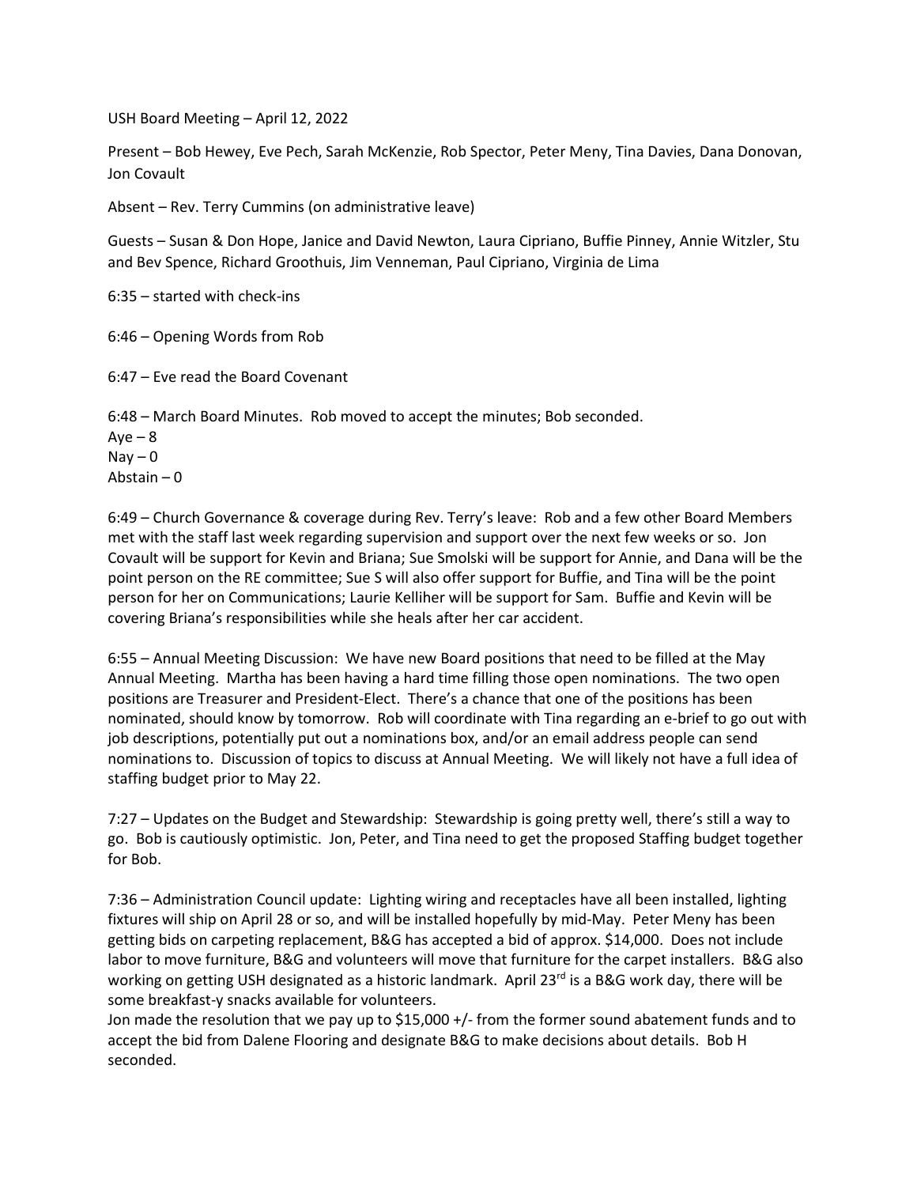USH Board Meeting – April 12, 2022

Present – Bob Hewey, Eve Pech, Sarah McKenzie, Rob Spector, Peter Meny, Tina Davies, Dana Donovan, Jon Covault

Absent – Rev. Terry Cummins (on administrative leave)

Guests – Susan & Don Hope, Janice and David Newton, Laura Cipriano, Buffie Pinney, Annie Witzler, Stu and Bev Spence, Richard Groothuis, Jim Venneman, Paul Cipriano, Virginia de Lima

6:35 – started with check-ins

6:46 – Opening Words from Rob

6:47 – Eve read the Board Covenant

6:48 – March Board Minutes. Rob moved to accept the minutes; Bob seconded.
Aye – 8
Nay – 0
Abstain – 0

6:49 – Church Governance & coverage during Rev. Terry's leave: Rob and a few other Board Members met with the staff last week regarding supervision and support over the next few weeks or so. Jon Covault will be support for Kevin and Briana; Sue Smolski will be support for Annie, and Dana will be the point person on the RE committee; Sue S will also offer support for Buffie, and Tina will be the point person for her on Communications; Laurie Kelliher will be support for Sam. Buffie and Kevin will be covering Briana's responsibilities while she heals after her car accident.

6:55 – Annual Meeting Discussion: We have new Board positions that need to be filled at the May Annual Meeting. Martha has been having a hard time filling those open nominations. The two open positions are Treasurer and President-Elect. There's a chance that one of the positions has been nominated, should know by tomorrow. Rob will coordinate with Tina regarding an e-brief to go out with job descriptions, potentially put out a nominations box, and/or an email address people can send nominations to. Discussion of topics to discuss at Annual Meeting. We will likely not have a full idea of staffing budget prior to May 22.

7:27 – Updates on the Budget and Stewardship: Stewardship is going pretty well, there's still a way to go. Bob is cautiously optimistic. Jon, Peter, and Tina need to get the proposed Staffing budget together for Bob.

7:36 – Administration Council update: Lighting wiring and receptacles have all been installed, lighting fixtures will ship on April 28 or so, and will be installed hopefully by mid-May. Peter Meny has been getting bids on carpeting replacement, B&G has accepted a bid of approx. $14,000. Does not include labor to move furniture, B&G and volunteers will move that furniture for the carpet installers. B&G also working on getting USH designated as a historic landmark. April 23rd is a B&G work day, there will be some breakfast-y snacks available for volunteers.
Jon made the resolution that we pay up to $15,000 +/- from the former sound abatement funds and to accept the bid from Dalene Flooring and designate B&G to make decisions about details. Bob H seconded.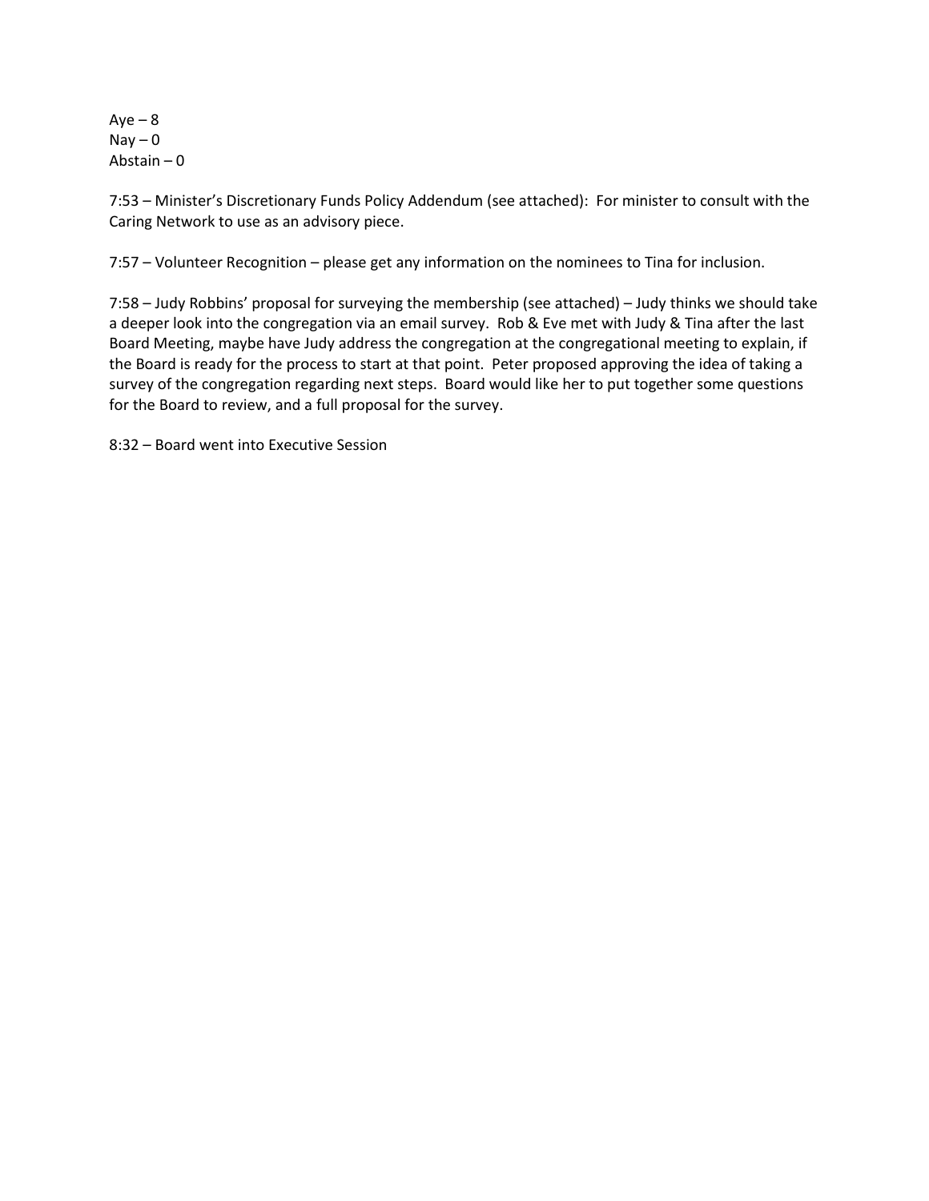Aye – 8  
Nay – 0  
Abstain – 0

7:53 – Minister's Discretionary Funds Policy Addendum (see attached): For minister to consult with the Caring Network to use as an advisory piece.

7:57 – Volunteer Recognition – please get any information on the nominees to Tina for inclusion.

7:58 – Judy Robbins' proposal for surveying the membership (see attached) – Judy thinks we should take a deeper look into the congregation via an email survey. Rob & Eve met with Judy & Tina after the last Board Meeting, maybe have Judy address the congregation at the congregational meeting to explain, if the Board is ready for the process to start at that point. Peter proposed approving the idea of taking a survey of the congregation regarding next steps. Board would like her to put together some questions for the Board to review, and a full proposal for the survey.

8:32 – Board went into Executive Session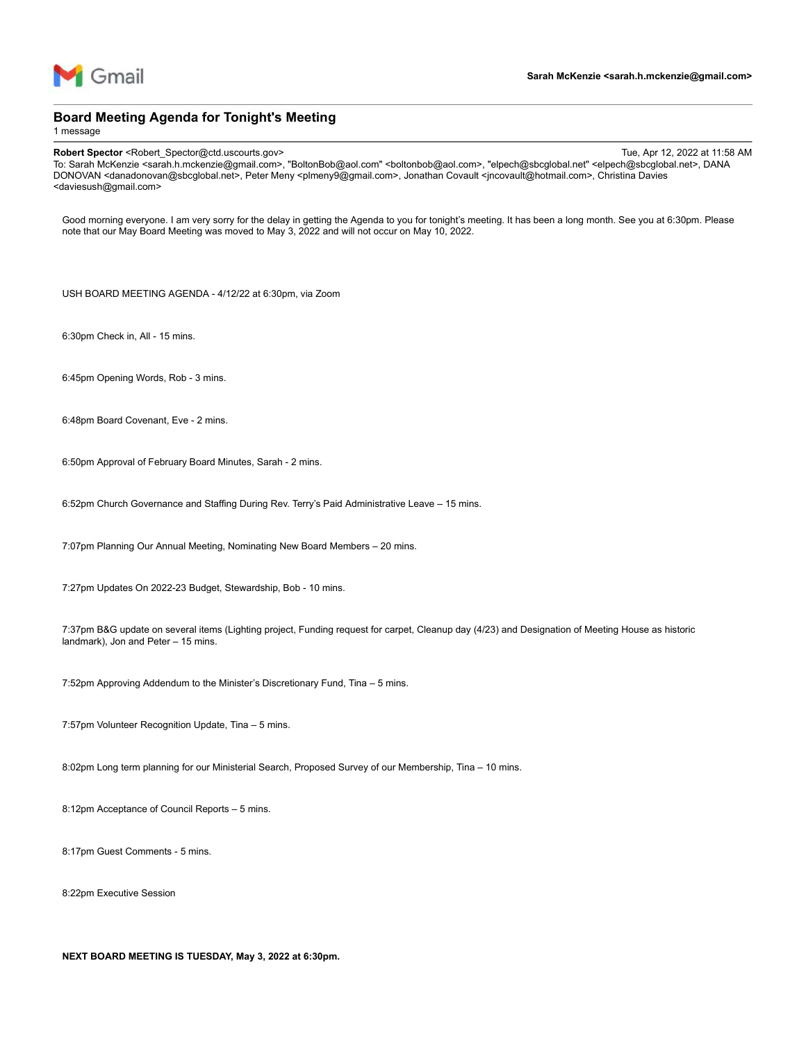Gmail — Sarah McKenzie <sarah.h.mckenzie@gmail.com>

# Board Meeting Agenda for Tonight's Meeting

1 message

**Robert Spector** <Robert_Spector@ctd.uscourts.gov> — Tue, Apr 12, 2022 at 11:58 AM

To: Sarah McKenzie <sarah.h.mckenzie@gmail.com>, "BoltonBob@aol.com" <boltonbob@aol.com>, "elpech@sbcglobal.net" <elpech@sbcglobal.net>, DANA DONOVAN <danadonovan@sbcglobal.net>, Peter Meny <plmeny9@gmail.com>, Jonathan Covault <jncovault@hotmail.com>, Christina Davies <daviesush@gmail.com>

Good morning everyone. I am very sorry for the delay in getting the Agenda to you for tonight's meeting. It has been a long month. See you at 6:30pm. Please note that our May Board Meeting was moved to May 3, 2022 and will not occur on May 10, 2022.

USH BOARD MEETING AGENDA - 4/12/22 at 6:30pm, via Zoom

6:30pm Check in, All - 15 mins.

6:45pm Opening Words, Rob - 3 mins.

6:48pm Board Covenant, Eve - 2 mins.

6:50pm Approval of February Board Minutes, Sarah - 2 mins.

6:52pm Church Governance and Staffing During Rev. Terry's Paid Administrative Leave – 15 mins.

7:07pm Planning Our Annual Meeting, Nominating New Board Members – 20 mins.

7:27pm Updates On 2022-23 Budget, Stewardship, Bob - 10 mins.

7:37pm B&G update on several items (Lighting project, Funding request for carpet, Cleanup day (4/23) and Designation of Meeting House as historic landmark), Jon and Peter – 15 mins.

7:52pm Approving Addendum to the Minister's Discretionary Fund, Tina – 5 mins.

7:57pm Volunteer Recognition Update, Tina – 5 mins.

8:02pm Long term planning for our Ministerial Search, Proposed Survey of our Membership, Tina – 10 mins.

8:12pm Acceptance of Council Reports – 5 mins.

8:17pm Guest Comments - 5 mins.

8:22pm Executive Session

**NEXT BOARD MEETING IS TUESDAY, May 3, 2022 at 6:30pm.**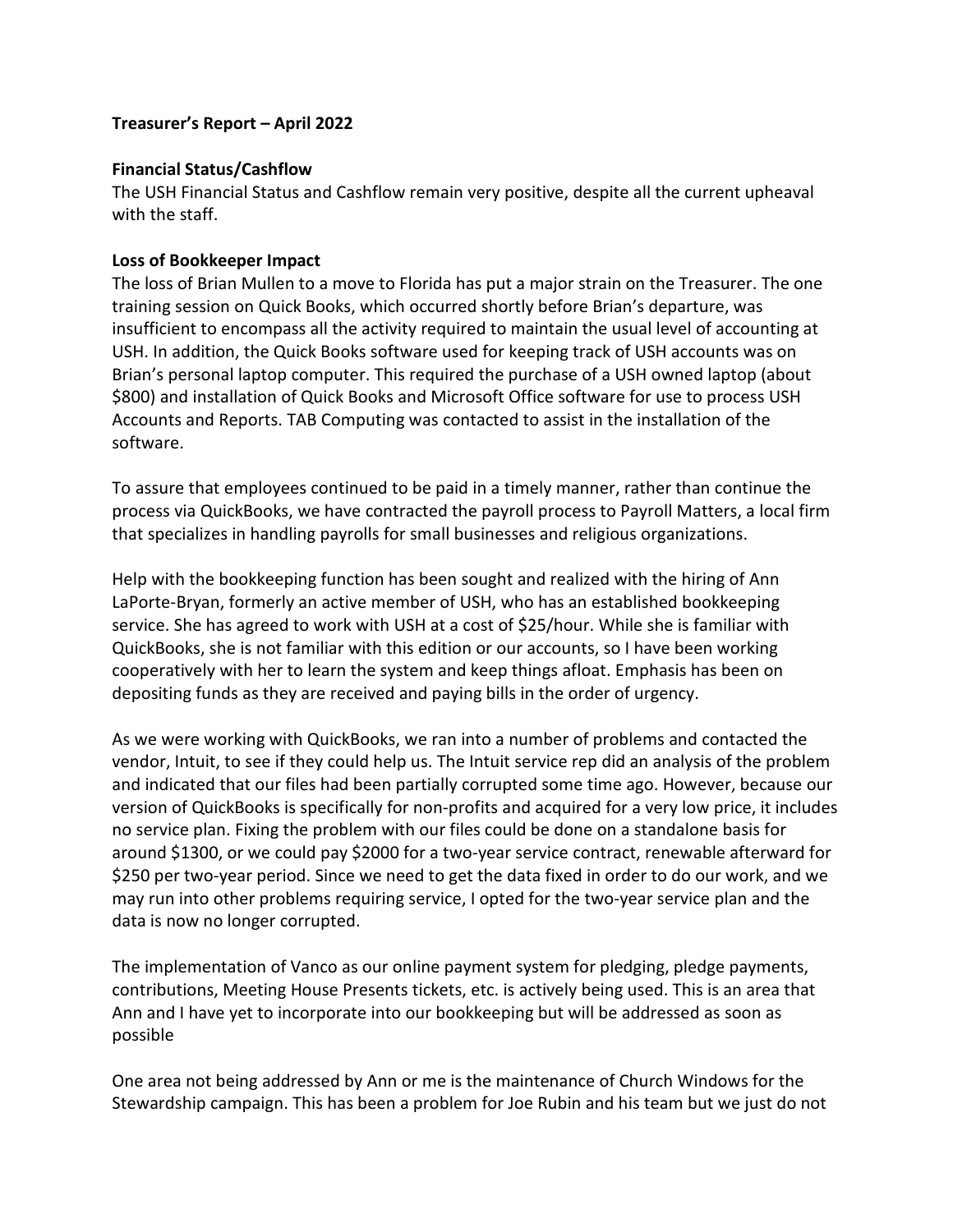**Treasurer's Report – April 2022**

**Financial Status/Cashflow**

The USH Financial Status and Cashflow remain very positive, despite all the current upheaval with the staff.

**Loss of Bookkeeper Impact**

The loss of Brian Mullen to a move to Florida has put a major strain on the Treasurer. The one training session on Quick Books, which occurred shortly before Brian's departure, was insufficient to encompass all the activity required to maintain the usual level of accounting at USH. In addition, the Quick Books software used for keeping track of USH accounts was on Brian's personal laptop computer. This required the purchase of a USH owned laptop (about $800) and installation of Quick Books and Microsoft Office software for use to process USH Accounts and Reports. TAB Computing was contacted to assist in the installation of the software.

To assure that employees continued to be paid in a timely manner, rather than continue the process via QuickBooks, we have contracted the payroll process to Payroll Matters, a local firm that specializes in handling payrolls for small businesses and religious organizations.

Help with the bookkeeping function has been sought and realized with the hiring of Ann LaPorte-Bryan, formerly an active member of USH, who has an established bookkeeping service. She has agreed to work with USH at a cost of $25/hour. While she is familiar with QuickBooks, she is not familiar with this edition or our accounts, so I have been working cooperatively with her to learn the system and keep things afloat. Emphasis has been on depositing funds as they are received and paying bills in the order of urgency.

As we were working with QuickBooks, we ran into a number of problems and contacted the vendor, Intuit, to see if they could help us. The Intuit service rep did an analysis of the problem and indicated that our files had been partially corrupted some time ago. However, because our version of QuickBooks is specifically for non-profits and acquired for a very low price, it includes no service plan. Fixing the problem with our files could be done on a standalone basis for around $1300, or we could pay $2000 for a two-year service contract, renewable afterward for $250 per two-year period. Since we need to get the data fixed in order to do our work, and we may run into other problems requiring service, I opted for the two-year service plan and the data is now no longer corrupted.

The implementation of Vanco as our online payment system for pledging, pledge payments, contributions, Meeting House Presents tickets, etc. is actively being used. This is an area that Ann and I have yet to incorporate into our bookkeeping but will be addressed as soon as possible

One area not being addressed by Ann or me is the maintenance of Church Windows for the Stewardship campaign. This has been a problem for Joe Rubin and his team but we just do not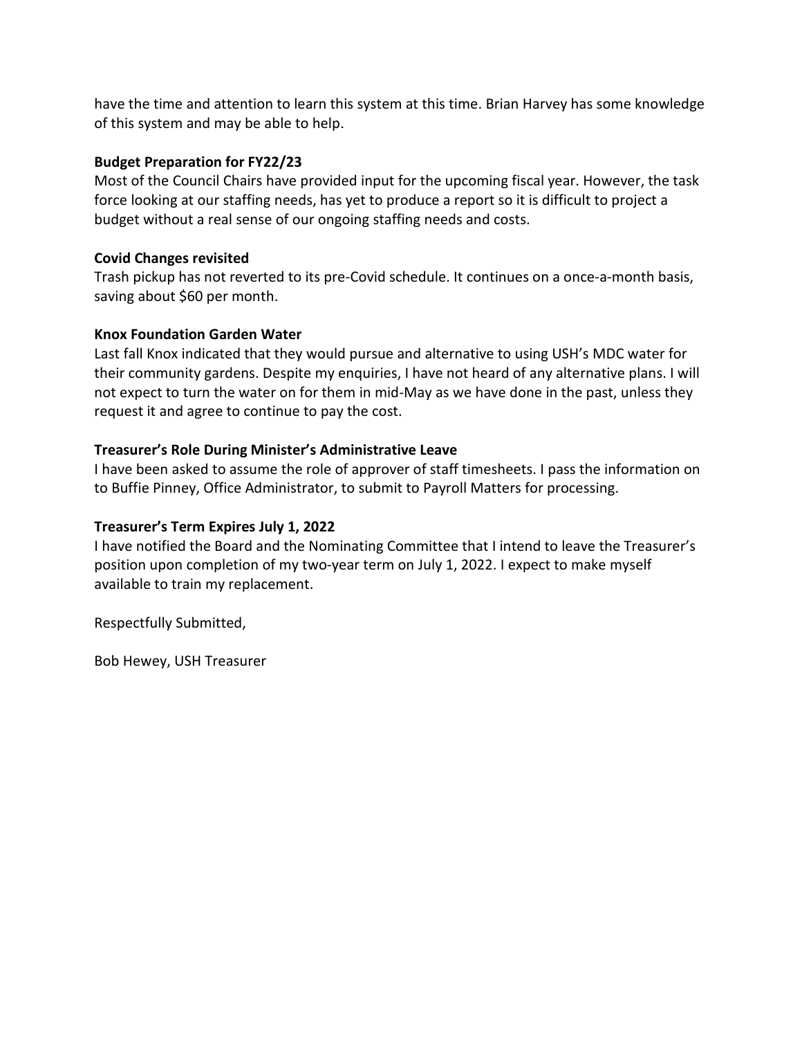have the time and attention to learn this system at this time. Brian Harvey has some knowledge of this system and may be able to help.

**Budget Preparation for FY22/23**

Most of the Council Chairs have provided input for the upcoming fiscal year. However, the task force looking at our staffing needs, has yet to produce a report so it is difficult to project a budget without a real sense of our ongoing staffing needs and costs.

**Covid Changes revisited**

Trash pickup has not reverted to its pre-Covid schedule. It continues on a once-a-month basis, saving about $60 per month.

**Knox Foundation Garden Water**

Last fall Knox indicated that they would pursue and alternative to using USH's MDC water for their community gardens. Despite my enquiries, I have not heard of any alternative plans. I will not expect to turn the water on for them in mid-May as we have done in the past, unless they request it and agree to continue to pay the cost.

**Treasurer's Role During Minister's Administrative Leave**

I have been asked to assume the role of approver of staff timesheets. I pass the information on to Buffie Pinney, Office Administrator, to submit to Payroll Matters for processing.

**Treasurer's Term Expires July 1, 2022**

I have notified the Board and the Nominating Committee that I intend to leave the Treasurer's position upon completion of my two-year term on July 1, 2022. I expect to make myself available to train my replacement.

Respectfully Submitted,

Bob Hewey, USH Treasurer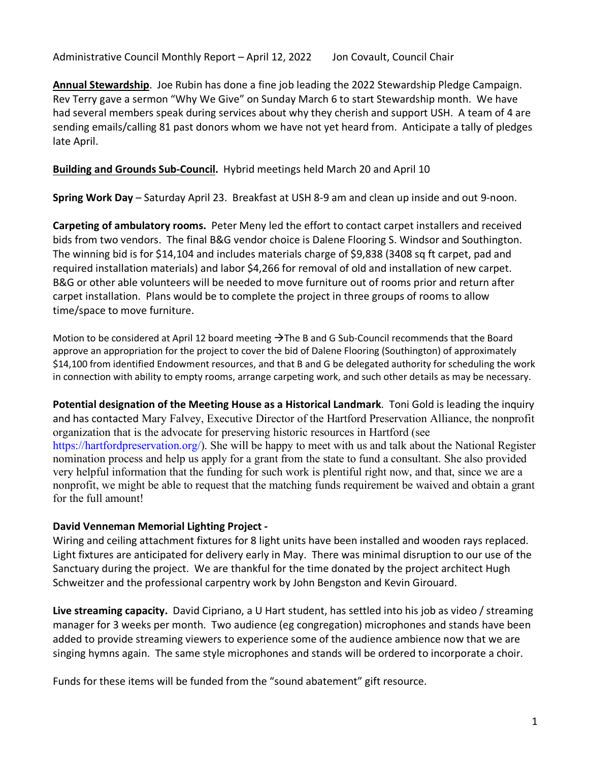Administrative Council Monthly Report – April 12, 2022 Jon Covault, Council Chair

**Annual Stewardship**. Joe Rubin has done a fine job leading the 2022 Stewardship Pledge Campaign. Rev Terry gave a sermon "Why We Give" on Sunday March 6 to start Stewardship month. We have had several members speak during services about why they cherish and support USH. A team of 4 are sending emails/calling 81 past donors whom we have not yet heard from. Anticipate a tally of pledges late April.

**Building and Grounds Sub-Council.** Hybrid meetings held March 20 and April 10

**Spring Work Day** – Saturday April 23. Breakfast at USH 8-9 am and clean up inside and out 9-noon.

**Carpeting of ambulatory rooms.** Peter Meny led the effort to contact carpet installers and received bids from two vendors. The final B&G vendor choice is Dalene Flooring S. Windsor and Southington. The winning bid is for $14,104 and includes materials charge of $9,838 (3408 sq ft carpet, pad and required installation materials) and labor $4,266 for removal of old and installation of new carpet. B&G or other able volunteers will be needed to move furniture out of rooms prior and return after carpet installation. Plans would be to complete the project in three groups of rooms to allow time/space to move furniture.

Motion to be considered at April 12 board meeting →The B and G Sub-Council recommends that the Board approve an appropriation for the project to cover the bid of Dalene Flooring (Southington) of approximately $14,100 from identified Endowment resources, and that B and G be delegated authority for scheduling the work in connection with ability to empty rooms, arrange carpeting work, and such other details as may be necessary.

**Potential designation of the Meeting House as a Historical Landmark**. Toni Gold is leading the inquiry and has contacted Mary Falvey, Executive Director of the Hartford Preservation Alliance, the nonprofit organization that is the advocate for preserving historic resources in Hartford (see https://hartfordpreservation.org/). She will be happy to meet with us and talk about the National Register nomination process and help us apply for a grant from the state to fund a consultant. She also provided very helpful information that the funding for such work is plentiful right now, and that, since we are a nonprofit, we might be able to request that the matching funds requirement be waived and obtain a grant for the full amount!

**David Venneman Memorial Lighting Project -**

Wiring and ceiling attachment fixtures for 8 light units have been installed and wooden rays replaced. Light fixtures are anticipated for delivery early in May. There was minimal disruption to our use of the Sanctuary during the project. We are thankful for the time donated by the project architect Hugh Schweitzer and the professional carpentry work by John Bengston and Kevin Girouard.

**Live streaming capacity.** David Cipriano, a U Hart student, has settled into his job as video / streaming manager for 3 weeks per month. Two audience (eg congregation) microphones and stands have been added to provide streaming viewers to experience some of the audience ambience now that we are singing hymns again. The same style microphones and stands will be ordered to incorporate a choir.

Funds for these items will be funded from the "sound abatement" gift resource.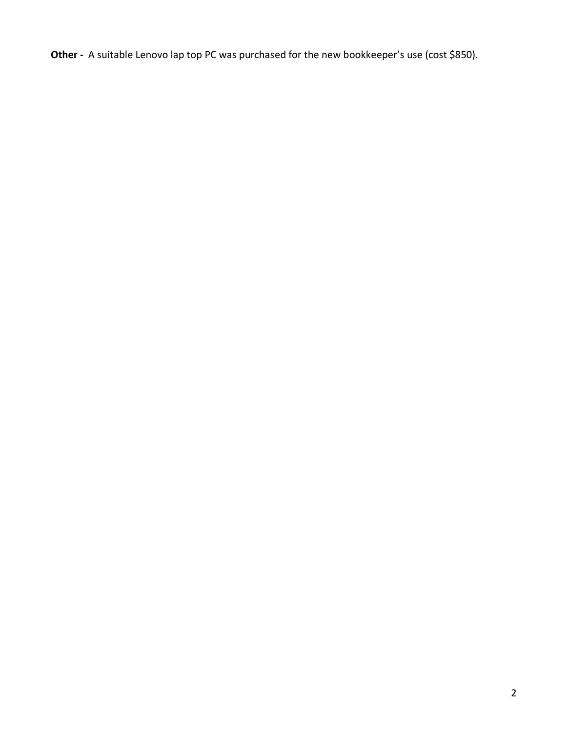**Other -** A suitable Lenovo lap top PC was purchased for the new bookkeeper's use (cost $850).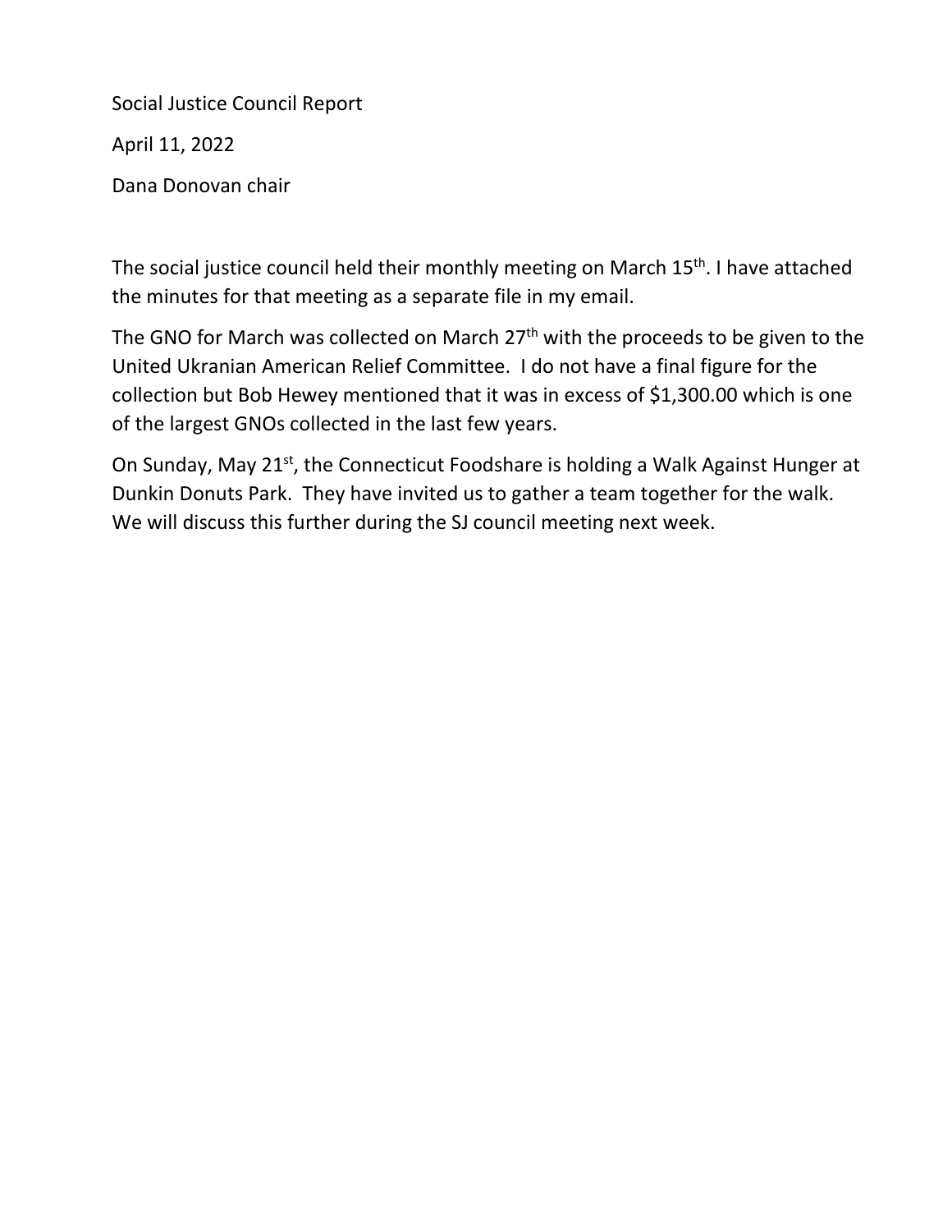Social Justice Council Report

April 11, 2022

Dana Donovan chair

The social justice council held their monthly meeting on March 15th. I have attached the minutes for that meeting as a separate file in my email.

The GNO for March was collected on March 27th with the proceeds to be given to the United Ukranian American Relief Committee. I do not have a final figure for the collection but Bob Hewey mentioned that it was in excess of $1,300.00 which is one of the largest GNOs collected in the last few years.

On Sunday, May 21st, the Connecticut Foodshare is holding a Walk Against Hunger at Dunkin Donuts Park. They have invited us to gather a team together for the walk. We will discuss this further during the SJ council meeting next week.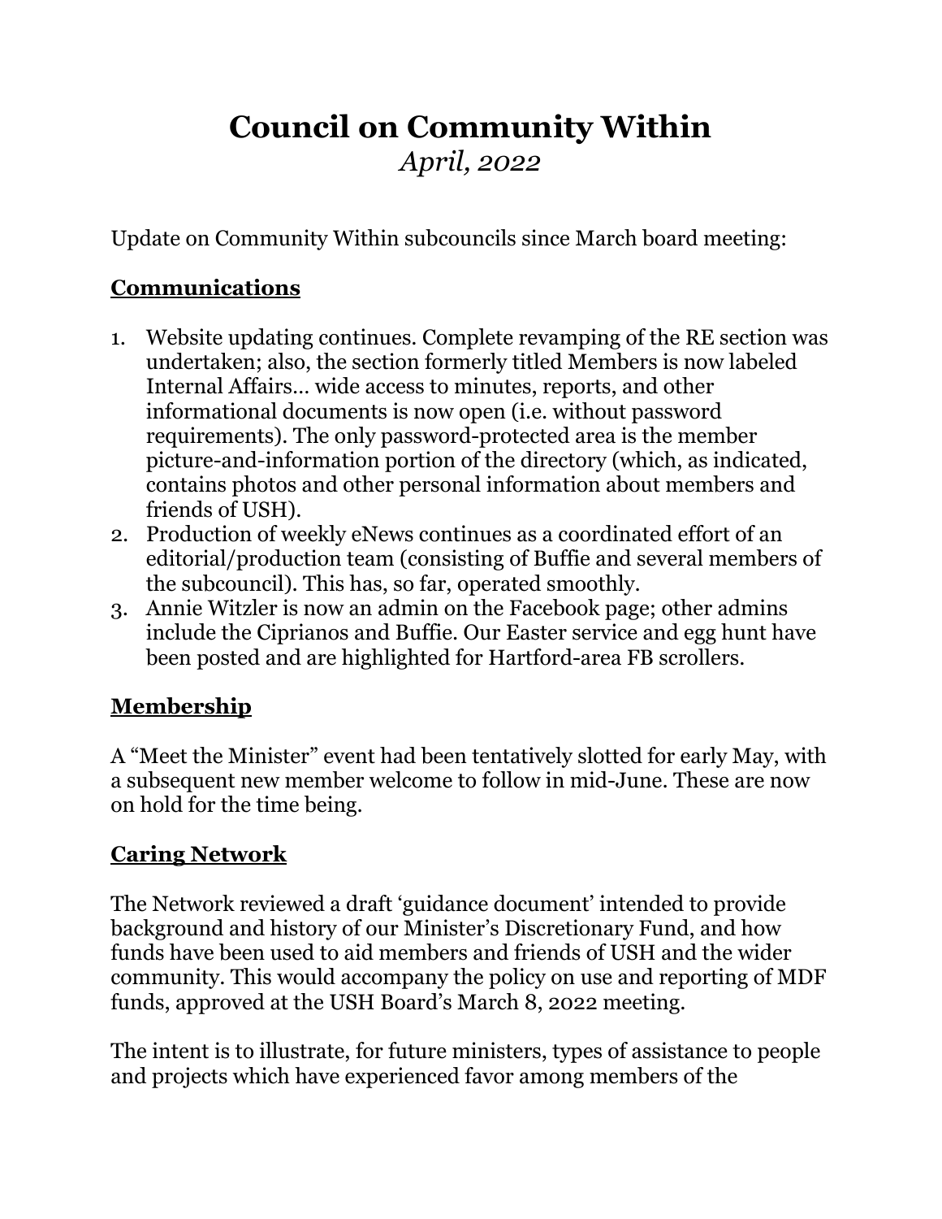# Council on Community Within

*April, 2022*

Update on Community Within subcouncils since March board meeting:

## Communications

1. Website updating continues. Complete revamping of the RE section was undertaken; also, the section formerly titled Members is now labeled Internal Affairs… wide access to minutes, reports, and other informational documents is now open (i.e. without password requirements). The only password-protected area is the member picture-and-information portion of the directory (which, as indicated, contains photos and other personal information about members and friends of USH).
2. Production of weekly eNews continues as a coordinated effort of an editorial/production team (consisting of Buffie and several members of the subcouncil). This has, so far, operated smoothly.
3. Annie Witzler is now an admin on the Facebook page; other admins include the Ciprianos and Buffie. Our Easter service and egg hunt have been posted and are highlighted for Hartford-area FB scrollers.

## Membership

A "Meet the Minister" event had been tentatively slotted for early May, with a subsequent new member welcome to follow in mid-June. These are now on hold for the time being.

## Caring Network

The Network reviewed a draft 'guidance document' intended to provide background and history of our Minister's Discretionary Fund, and how funds have been used to aid members and friends of USH and the wider community. This would accompany the policy on use and reporting of MDF funds, approved at the USH Board's March 8, 2022 meeting.

The intent is to illustrate, for future ministers, types of assistance to people and projects which have experienced favor among members of the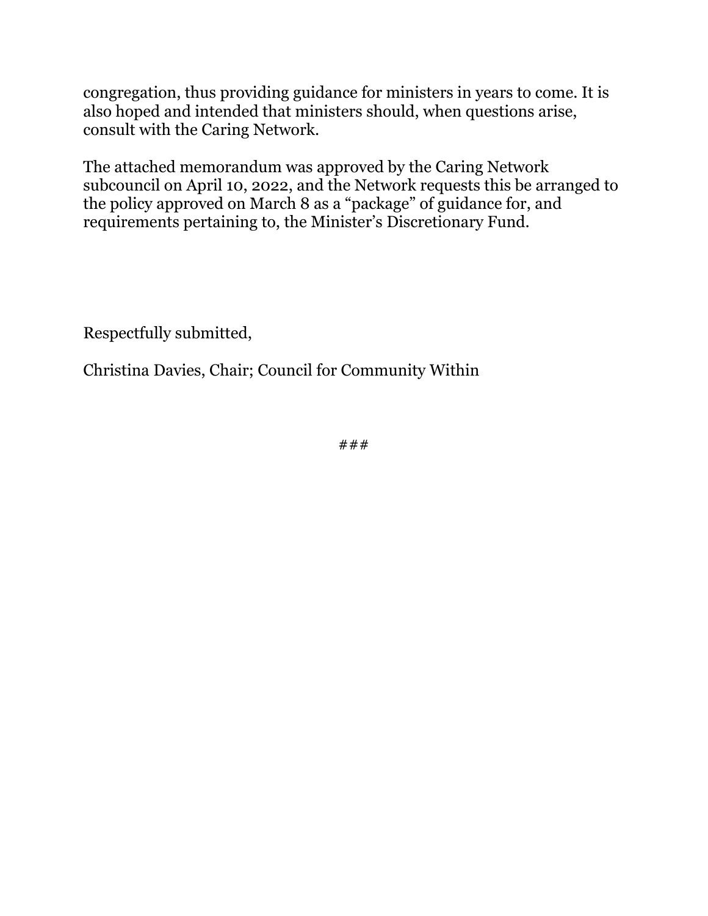congregation, thus providing guidance for ministers in years to come. It is also hoped and intended that ministers should, when questions arise, consult with the Caring Network.

The attached memorandum was approved by the Caring Network subcouncil on April 10, 2022, and the Network requests this be arranged to the policy approved on March 8 as a "package" of guidance for, and requirements pertaining to, the Minister's Discretionary Fund.

Respectfully submitted,

Christina Davies, Chair; Council for Community Within

###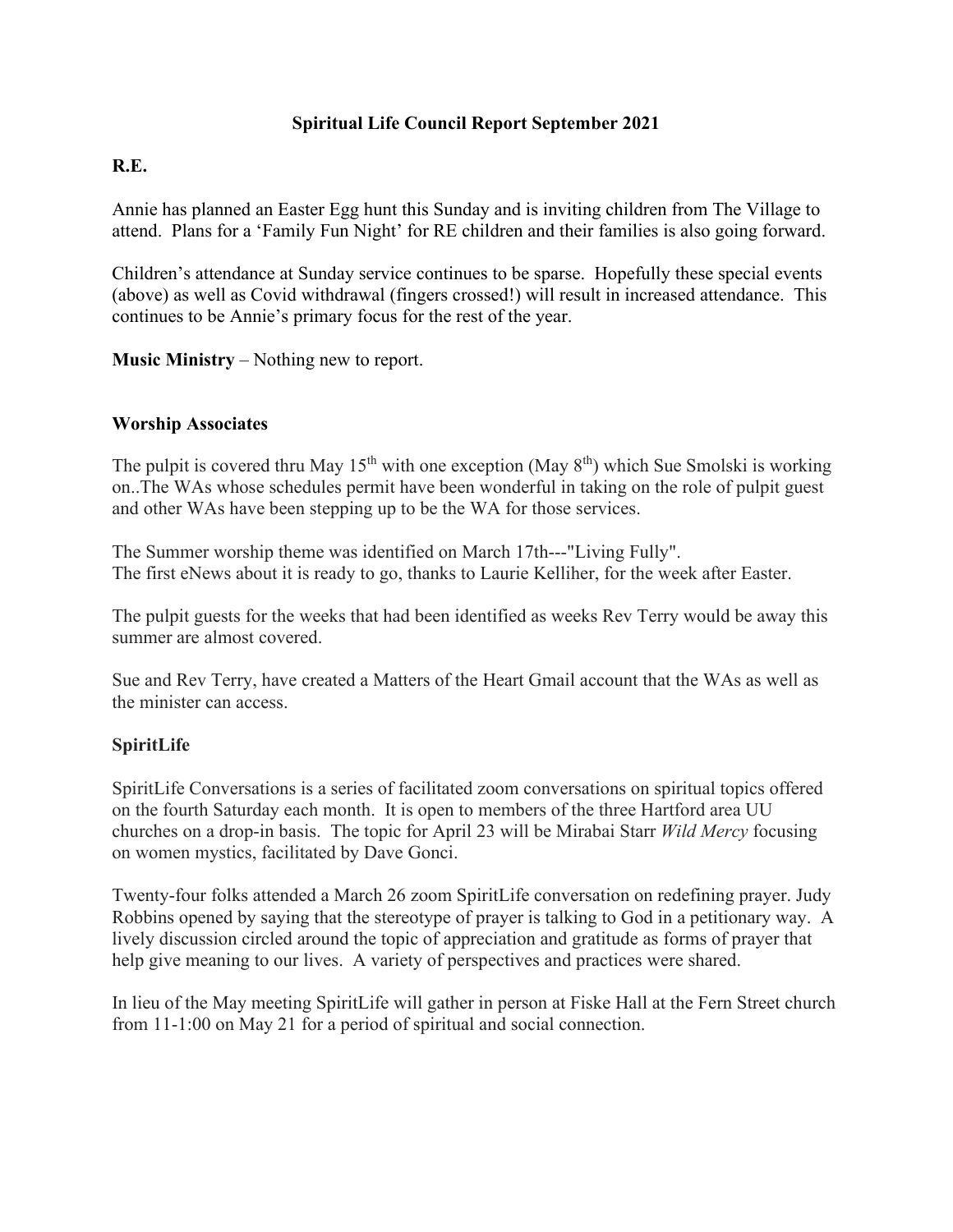**Spiritual Life Council Report September 2021**

**R.E.**

Annie has planned an Easter Egg hunt this Sunday and is inviting children from The Village to attend. Plans for a 'Family Fun Night' for RE children and their families is also going forward.

Children's attendance at Sunday service continues to be sparse. Hopefully these special events (above) as well as Covid withdrawal (fingers crossed!) will result in increased attendance. This continues to be Annie's primary focus for the rest of the year.

**Music Ministry** – Nothing new to report.

**Worship Associates**

The pulpit is covered thru May 15th with one exception (May 8th) which Sue Smolski is working on..The WAs whose schedules permit have been wonderful in taking on the role of pulpit guest and other WAs have been stepping up to be the WA for those services.

The Summer worship theme was identified on March 17th---"Living Fully".
The first eNews about it is ready to go, thanks to Laurie Kelliher, for the week after Easter.

The pulpit guests for the weeks that had been identified as weeks Rev Terry would be away this summer are almost covered.

Sue and Rev Terry, have created a Matters of the Heart Gmail account that the WAs as well as the minister can access.

**SpiritLife**

SpiritLife Conversations is a series of facilitated zoom conversations on spiritual topics offered on the fourth Saturday each month. It is open to members of the three Hartford area UU churches on a drop-in basis. The topic for April 23 will be Mirabai Starr *Wild Mercy* focusing on women mystics, facilitated by Dave Gonci.

Twenty-four folks attended a March 26 zoom SpiritLife conversation on redefining prayer. Judy Robbins opened by saying that the stereotype of prayer is talking to God in a petitionary way. A lively discussion circled around the topic of appreciation and gratitude as forms of prayer that help give meaning to our lives. A variety of perspectives and practices were shared.

In lieu of the May meeting SpiritLife will gather in person at Fiske Hall at the Fern Street church from 11-1:00 on May 21 for a period of spiritual and social connection.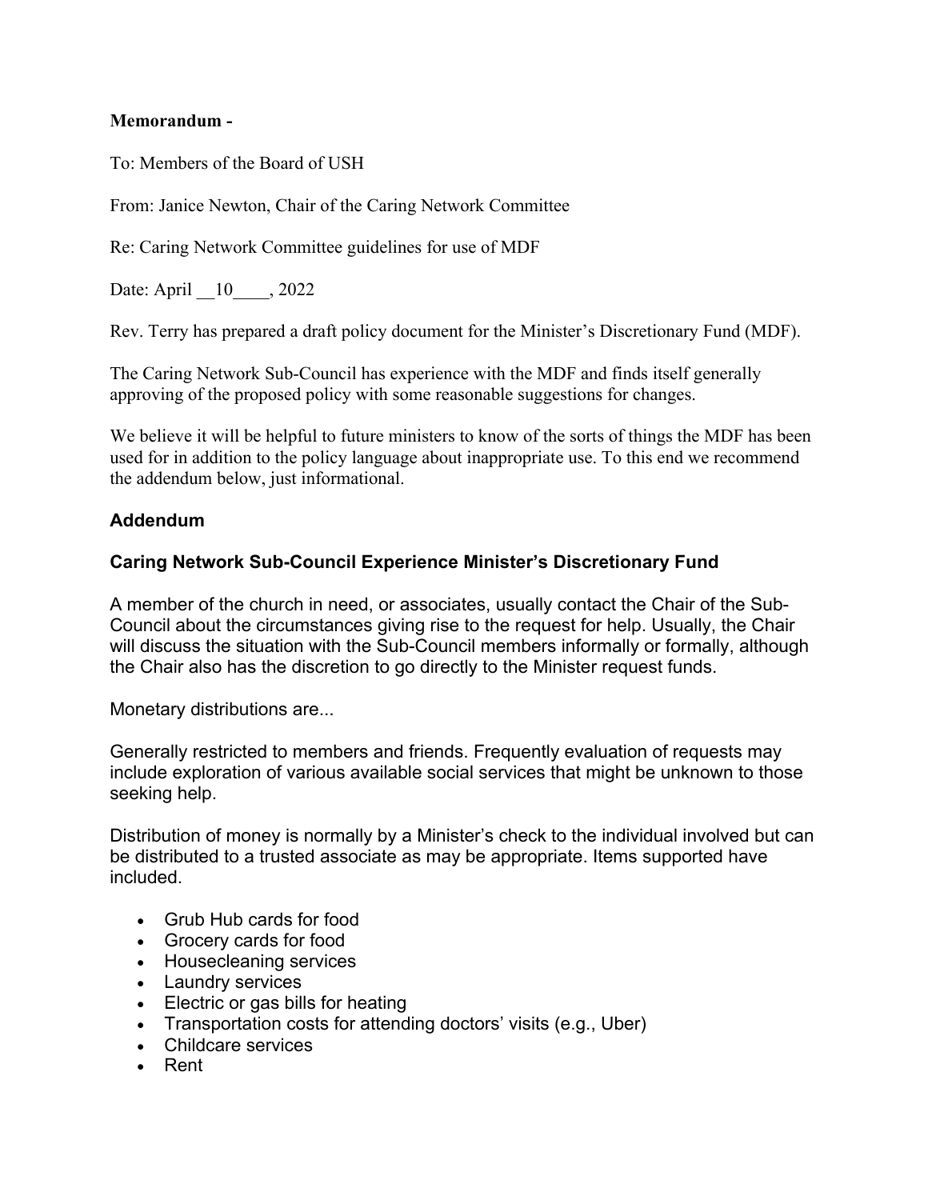**Memorandum -**

To: Members of the Board of USH

From: Janice Newton, Chair of the Caring Network Committee

Re: Caring Network Committee guidelines for use of MDF

Date: April __10____, 2022

Rev. Terry has prepared a draft policy document for the Minister's Discretionary Fund (MDF).

The Caring Network Sub-Council has experience with the MDF and finds itself generally approving of the proposed policy with some reasonable suggestions for changes.

We believe it will be helpful to future ministers to know of the sorts of things the MDF has been used for in addition to the policy language about inappropriate use. To this end we recommend the addendum below, just informational.

## Addendum

### Caring Network Sub-Council Experience Minister's Discretionary Fund

A member of the church in need, or associates, usually contact the Chair of the Sub-Council about the circumstances giving rise to the request for help. Usually, the Chair will discuss the situation with the Sub-Council members informally or formally, although the Chair also has the discretion to go directly to the Minister request funds.

Monetary distributions are...

Generally restricted to members and friends. Frequently evaluation of requests may include exploration of various available social services that might be unknown to those seeking help.

Distribution of money is normally by a Minister's check to the individual involved but can be distributed to a trusted associate as may be appropriate. Items supported have included.

- Grub Hub cards for food
- Grocery cards for food
- Housecleaning services
- Laundry services
- Electric or gas bills for heating
- Transportation costs for attending doctors' visits (e.g., Uber)
- Childcare services
- Rent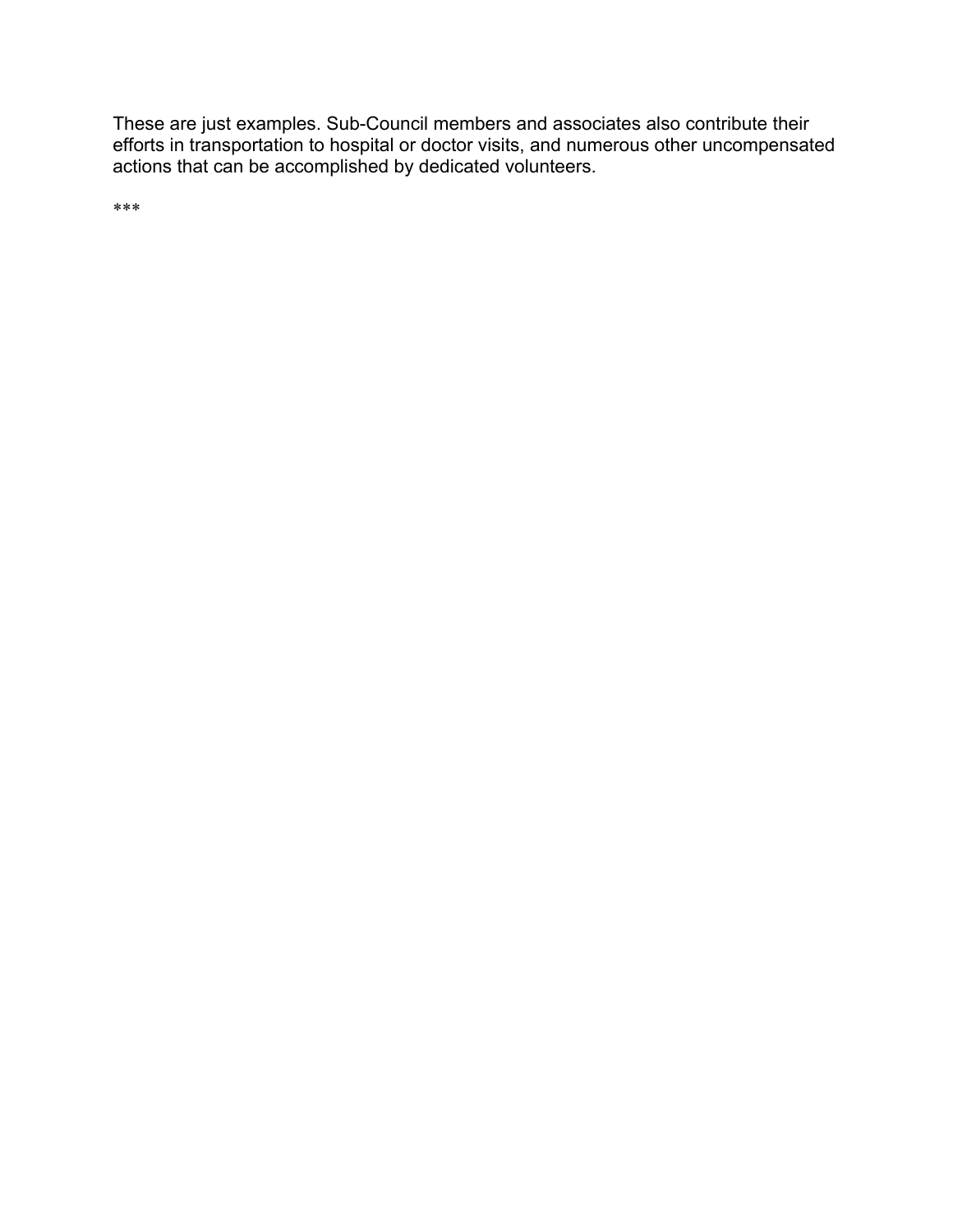These are just examples. Sub-Council members and associates also contribute their efforts in transportation to hospital or doctor visits, and numerous other uncompensated actions that can be accomplished by dedicated volunteers.

***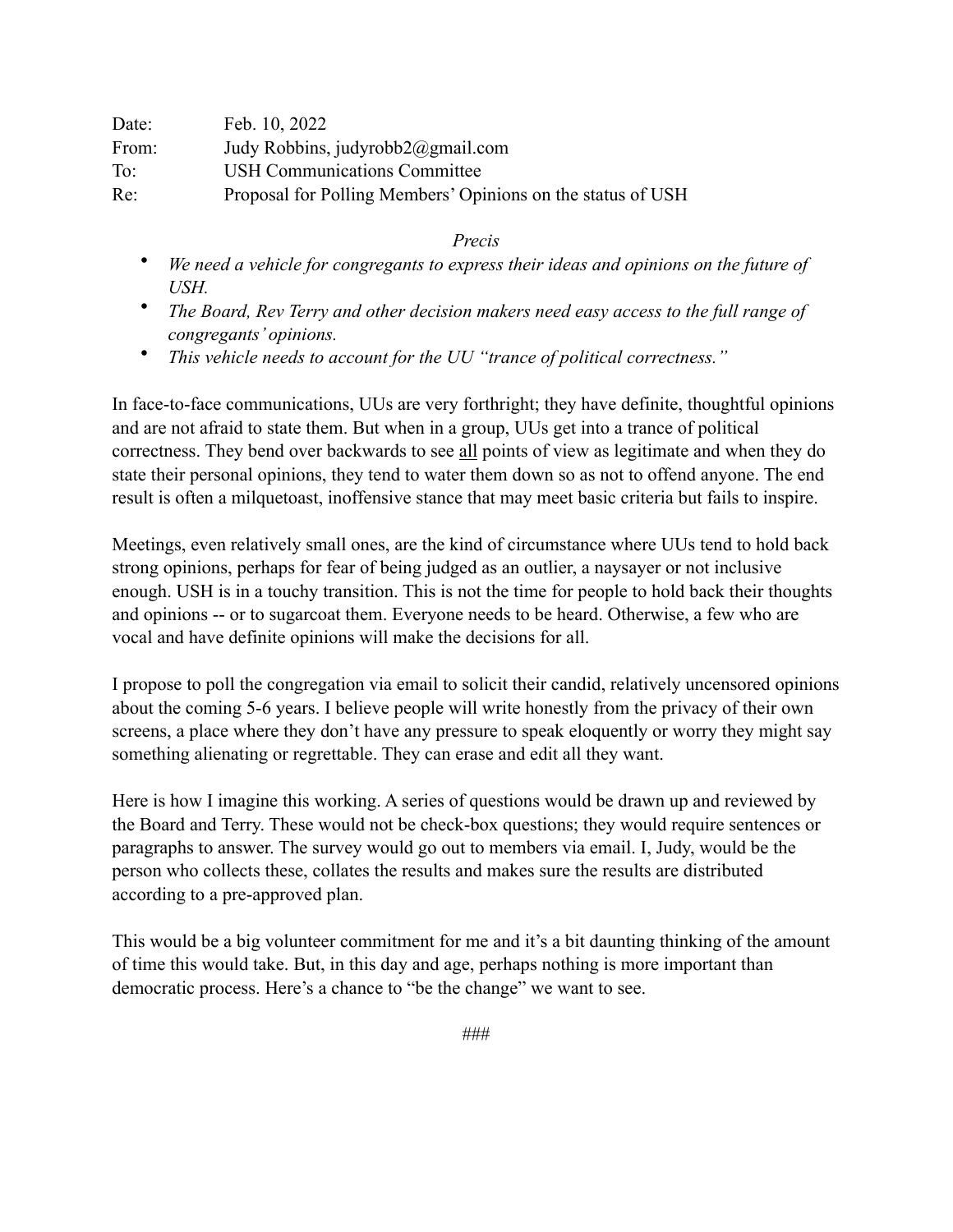Date: Feb. 10, 2022
From: Judy Robbins, judyrobb2@gmail.com
To: USH Communications Committee
Re: Proposal for Polling Members' Opinions on the status of USH

*Precis*

- *We need a vehicle for congregants to express their ideas and opinions on the future of USH.*
- *The Board, Rev Terry and other decision makers need easy access to the full range of congregants' opinions.*
- *This vehicle needs to account for the UU "trance of political correctness."*

In face-to-face communications, UUs are very forthright; they have definite, thoughtful opinions and are not afraid to state them. But when in a group, UUs get into a trance of political correctness. They bend over backwards to see <u>all</u> points of view as legitimate and when they do state their personal opinions, they tend to water them down so as not to offend anyone. The end result is often a milquetoast, inoffensive stance that may meet basic criteria but fails to inspire.

Meetings, even relatively small ones, are the kind of circumstance where UUs tend to hold back strong opinions, perhaps for fear of being judged as an outlier, a naysayer or not inclusive enough. USH is in a touchy transition. This is not the time for people to hold back their thoughts and opinions -- or to sugarcoat them. Everyone needs to be heard. Otherwise, a few who are vocal and have definite opinions will make the decisions for all.

I propose to poll the congregation via email to solicit their candid, relatively uncensored opinions about the coming 5-6 years. I believe people will write honestly from the privacy of their own screens, a place where they don't have any pressure to speak eloquently or worry they might say something alienating or regrettable. They can erase and edit all they want.

Here is how I imagine this working. A series of questions would be drawn up and reviewed by the Board and Terry. These would not be check-box questions; they would require sentences or paragraphs to answer. The survey would go out to members via email. I, Judy, would be the person who collects these, collates the results and makes sure the results are distributed according to a pre-approved plan.

This would be a big volunteer commitment for me and it's a bit daunting thinking of the amount of time this would take. But, in this day and age, perhaps nothing is more important than democratic process. Here's a chance to "be the change" we want to see.

###